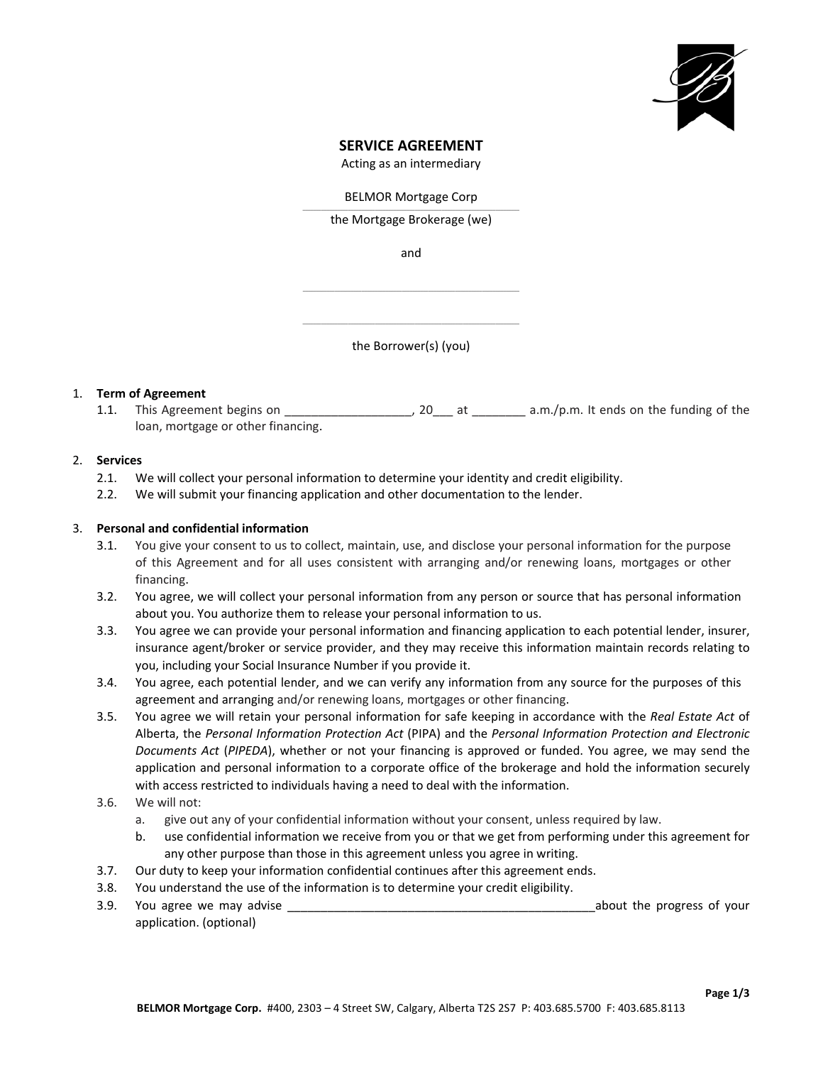# SERVICE AGREEMENT

Acting as an intermediary

BELMOR Mortgage Corp

the Mortgage Brokerage (we)

and

\_\_\_\_\_\_\_\_\_\_\_\_\_\_\_\_\_\_\_\_\_\_\_\_\_\_\_\_\_\_\_\_

\_\_\_\_\_\_\_\_\_\_\_\_\_\_\_\_\_\_\_\_\_\_\_\_\_\_\_\_\_\_\_\_

the Borrower(s) (you)

1. **Term of Agreement**
   1.1. This Agreement begins on ___________________, 20___ at ________ a.m./p.m. It ends on the funding of the loan, mortgage or other financing.

2. **Services**
   2.1. We will collect your personal information to determine your identity and credit eligibility.
   2.2. We will submit your financing application and other documentation to the lender.

3. **Personal and confidential information**
   3.1. You give your consent to us to collect, maintain, use, and disclose your personal information for the purpose of this Agreement and for all uses consistent with arranging and/or renewing loans, mortgages or other financing.
   3.2. You agree, we will collect your personal information from any person or source that has personal information about you. You authorize them to release your personal information to us.
   3.3. You agree we can provide your personal information and financing application to each potential lender, insurer, insurance agent/broker or service provider, and they may receive this information maintain records relating to you, including your Social Insurance Number if you provide it.
   3.4. You agree, each potential lender, and we can verify any information from any source for the purposes of this agreement and arranging and/or renewing loans, mortgages or other financing.
   3.5. You agree we will retain your personal information for safe keeping in accordance with the *Real Estate Act* of Alberta, the *Personal Information Protection Act* (PIPA) and the *Personal Information Protection and Electronic Documents Act* (*PIPEDA*), whether or not your financing is approved or funded. You agree, we may send the application and personal information to a corporate office of the brokerage and hold the information securely with access restricted to individuals having a need to deal with the information.
   3.6. We will not:
      a. give out any of your confidential information without your consent, unless required by law.
      b. use confidential information we receive from you or that we get from performing under this agreement for any other purpose than those in this agreement unless you agree in writing.
   3.7. Our duty to keep your information confidential continues after this agreement ends.
   3.8. You understand the use of the information is to determine your credit eligibility.
   3.9. You agree we may advise _______________________________________________about the progress of your application. (optional)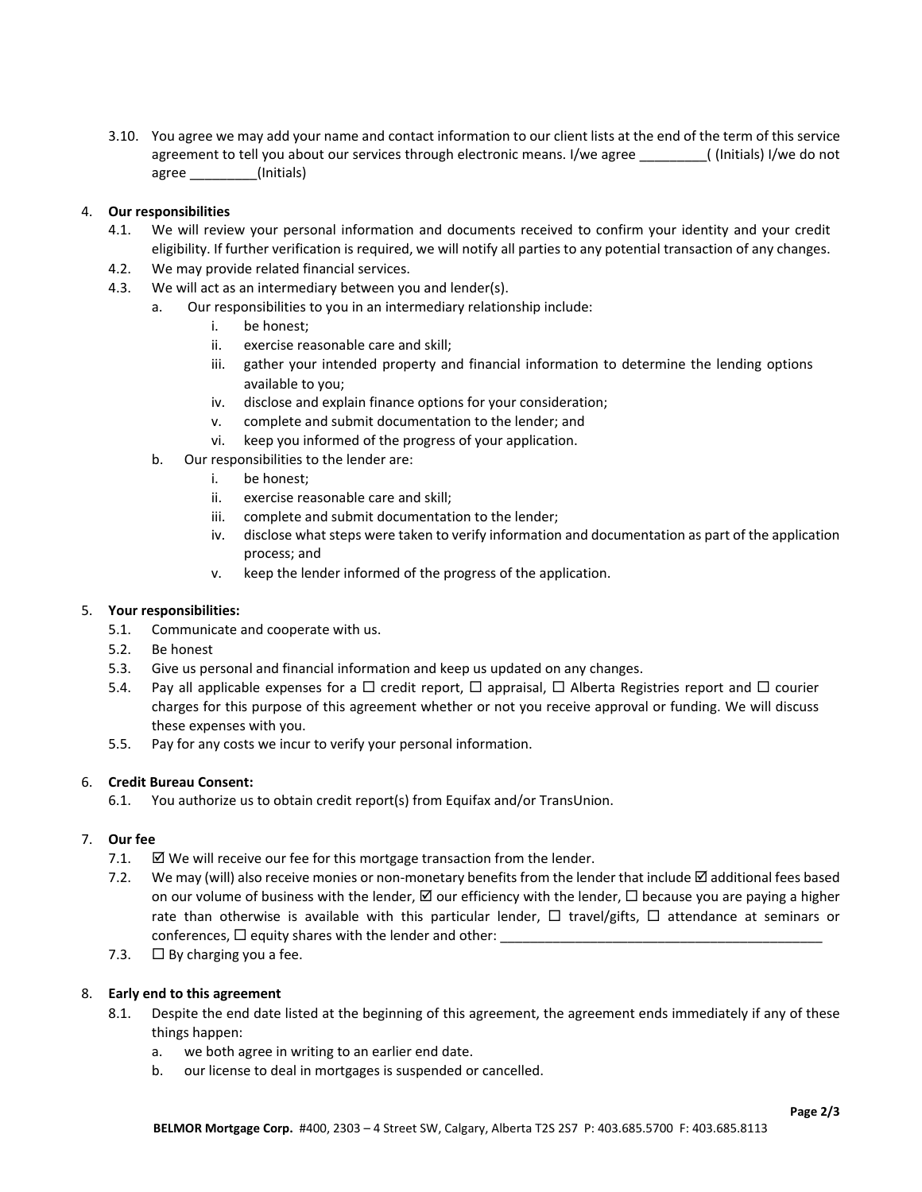3.10. You agree we may add your name and contact information to our client lists at the end of the term of this service agreement to tell you about our services through electronic means. I/we agree _________( (Initials) I/we do not agree _________(Initials)

4. **Our responsibilities**
   4.1. We will review your personal information and documents received to confirm your identity and your credit eligibility. If further verification is required, we will notify all parties to any potential transaction of any changes.
   4.2. We may provide related financial services.
   4.3. We will act as an intermediary between you and lender(s).
      a. Our responsibilities to you in an intermediary relationship include:
         i. be honest;
         ii. exercise reasonable care and skill;
         iii. gather your intended property and financial information to determine the lending options available to you;
         iv. disclose and explain finance options for your consideration;
         v. complete and submit documentation to the lender; and
         vi. keep you informed of the progress of your application.
      b. Our responsibilities to the lender are:
         i. be honest;
         ii. exercise reasonable care and skill;
         iii. complete and submit documentation to the lender;
         iv. disclose what steps were taken to verify information and documentation as part of the application process; and
         v. keep the lender informed of the progress of the application.

5. **Your responsibilities:**
   5.1. Communicate and cooperate with us.
   5.2. Be honest
   5.3. Give us personal and financial information and keep us updated on any changes.
   5.4. Pay all applicable expenses for a ☐ credit report, ☐ appraisal, ☐ Alberta Registries report and ☐ courier charges for this purpose of this agreement whether or not you receive approval or funding. We will discuss these expenses with you.
   5.5. Pay for any costs we incur to verify your personal information.

6. **Credit Bureau Consent:**
   6.1. You authorize us to obtain credit report(s) from Equifax and/or TransUnion.

7. **Our fee**
   7.1. ☑ We will receive our fee for this mortgage transaction from the lender.
   7.2. We may (will) also receive monies or non-monetary benefits from the lender that include ☑ additional fees based on our volume of business with the lender, ☑ our efficiency with the lender, ☐ because you are paying a higher rate than otherwise is available with this particular lender, ☐ travel/gifts, ☐ attendance at seminars or conferences, ☐ equity shares with the lender and other: ____________________________________________
   7.3. ☐ By charging you a fee.

8. **Early end to this agreement**
   8.1. Despite the end date listed at the beginning of this agreement, the agreement ends immediately if any of these things happen:
      a. we both agree in writing to an earlier end date.
      b. our license to deal in mortgages is suspended or cancelled.

**BELMOR Mortgage Corp.** #400, 2303 – 4 Street SW, Calgary, Alberta T2S 2S7 P: 403.685.5700 F: 403.685.8113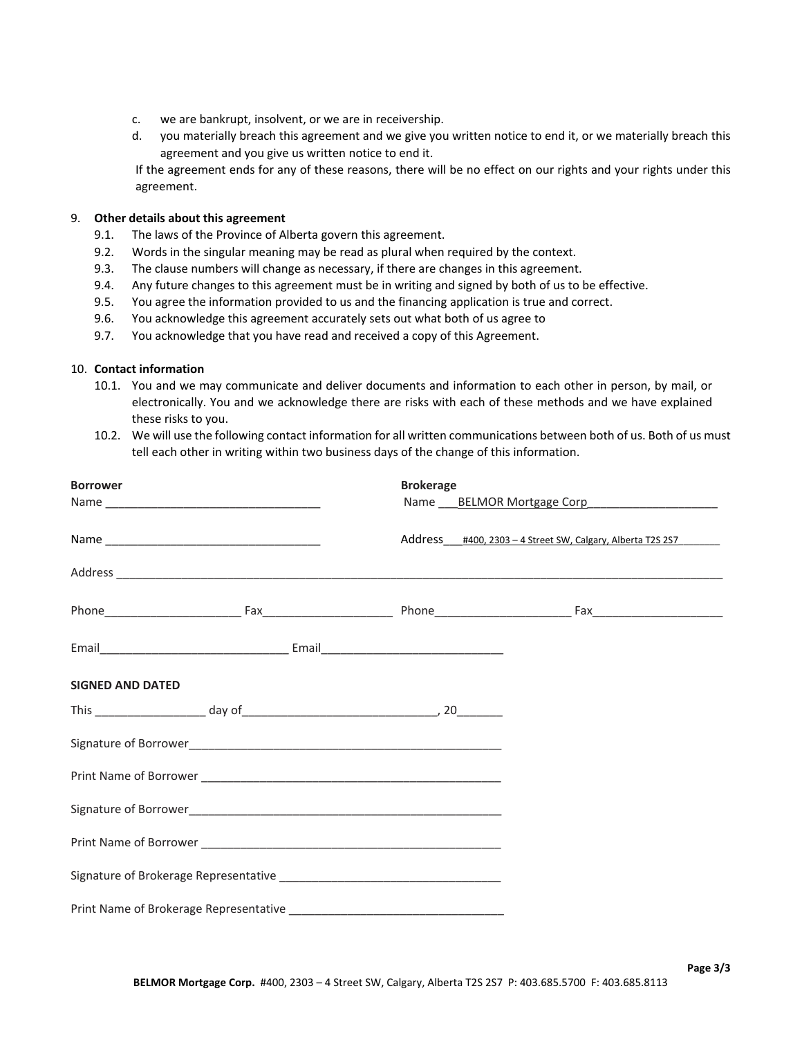c. we are bankrupt, insolvent, or we are in receivership.
d. you materially breach this agreement and we give you written notice to end it, or we materially breach this agreement and you give us written notice to end it.

If the agreement ends for any of these reasons, there will be no effect on our rights and your rights under this agreement.

9. **Other details about this agreement**
   - 9.1. The laws of the Province of Alberta govern this agreement.
   - 9.2. Words in the singular meaning may be read as plural when required by the context.
   - 9.3. The clause numbers will change as necessary, if there are changes in this agreement.
   - 9.4. Any future changes to this agreement must be in writing and signed by both of us to be effective.
   - 9.5. You agree the information provided to us and the financing application is true and correct.
   - 9.6. You acknowledge this agreement accurately sets out what both of us agree to
   - 9.7. You acknowledge that you have read and received a copy of this Agreement.

10. **Contact information**
    - 10.1. You and we may communicate and deliver documents and information to each other in person, by mail, or electronically. You and we acknowledge there are risks with each of these methods and we have explained these risks to you.
    - 10.2. We will use the following contact information for all written communications between both of us. Both of us must tell each other in writing within two business days of the change of this information.

**Borrower**

Name ________________________________

Name ________________________________

Address ________________________________

Phone____________________ Fax____________________

Email____________________________ Email___________________________

**Brokerage**

Name ___BELMOR Mortgage Corp____________________

Address___#400, 2303 – 4 Street SW, Calgary, Alberta T2S 2S7________

Phone____________________ Fax____________________

**SIGNED AND DATED**

This ________________ day of_____________________________, 20_______

Signature of Borrower_______________________________________________

Print Name of Borrower _____________________________________________

Signature of Borrower_______________________________________________

Print Name of Borrower _____________________________________________

Signature of Brokerage Representative _________________________________

Print Name of Brokerage Representative _______________________________

**BELMOR Mortgage Corp.** #400, 2303 – 4 Street SW, Calgary, Alberta T2S 2S7 P: 403.685.5700 F: 403.685.8113